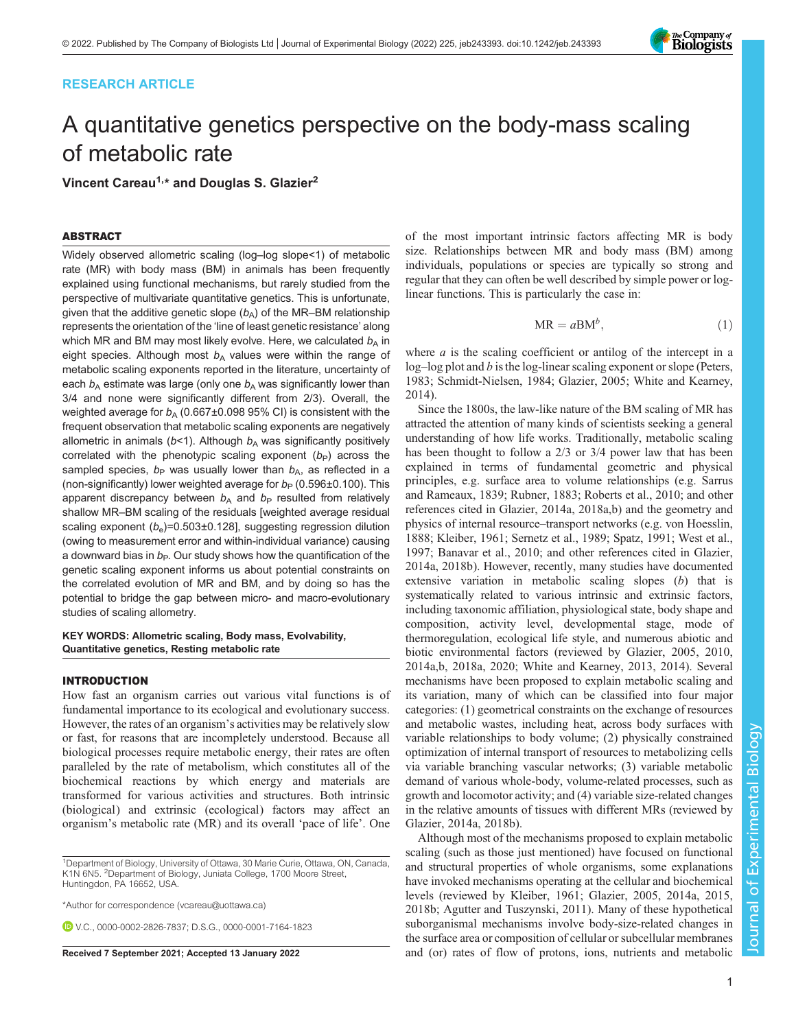RESEARCH ARTICLE

# A quantitative genetics perspective on the body-mass scaling of metabolic rate

**Vincent Careau[1,*] and Douglas S. Glazier[2]**

## ABSTRACT

Widely observed allometric scaling (log–log slope<1) of metabolic rate (MR) with body mass (BM) in animals has been frequently explained using functional mechanisms, but rarely studied from the perspective of multivariate quantitative genetics. This is unfortunate, given that the additive genetic slope ($b_A$) of the MR–BM relationship represents the orientation of the 'line of least genetic resistance' along which MR and BM may most likely evolve. Here, we calculated $b_A$ in eight species. Although most $b_A$ values were within the range of metabolic scaling exponents reported in the literature, uncertainty of each $b_A$ estimate was large (only one $b_A$ was significantly lower than 3/4 and none were significantly different from 2/3). Overall, the weighted average for $b_A$ (0.667±0.098 95% CI) is consistent with the frequent observation that metabolic scaling exponents are negatively allometric in animals ($b$<1). Although $b_A$ was significantly positively correlated with the phenotypic scaling exponent ($b_P$) across the sampled species, $b_P$ was usually lower than $b_A$, as reflected in a (non-significantly) lower weighted average for $b_P$ (0.596±0.100). This apparent discrepancy between $b_A$ and $b_P$ resulted from relatively shallow MR–BM scaling of the residuals [weighted average residual scaling exponent ($b_e$)=0.503±0.128], suggesting regression dilution (owing to measurement error and within-individual variance) causing a downward bias in $b_P$. Our study shows how the quantification of the genetic scaling exponent informs us about potential constraints on the correlated evolution of MR and BM, and by doing so has the potential to bridge the gap between micro- and macro-evolutionary studies of scaling allometry.

**KEY WORDS: Allometric scaling, Body mass, Evolvability, Quantitative genetics, Resting metabolic rate**

## INTRODUCTION

How fast an organism carries out various vital functions is of fundamental importance to its ecological and evolutionary success. However, the rates of an organism's activities may be relatively slow or fast, for reasons that are incompletely understood. Because all biological processes require metabolic energy, their rates are often paralleled by the rate of metabolism, which constitutes all of the biochemical reactions by which energy and materials are transformed for various activities and structures. Both intrinsic (biological) and extrinsic (ecological) factors may affect an organism's metabolic rate (MR) and its overall 'pace of life'. One of the most important intrinsic factors affecting MR is body size. Relationships between MR and body mass (BM) among individuals, populations or species are typically so strong and regular that they can often be well described by simple power or log-linear functions. This is particularly the case in:

$$\mathrm{MR} = a\mathrm{BM}^{b}, \tag{1}$$

where $a$ is the scaling coefficient or antilog of the intercept in a log–log plot and $b$ is the log-linear scaling exponent or slope (Peters, 1983; Schmidt-Nielsen, 1984; Glazier, 2005; White and Kearney, 2014).

Since the 1800s, the law-like nature of the BM scaling of MR has attracted the attention of many kinds of scientists seeking a general understanding of how life works. Traditionally, metabolic scaling has been thought to follow a 2/3 or 3/4 power law that has been explained in terms of fundamental geometric and physical principles, e.g. surface area to volume relationships (e.g. Sarrus and Rameaux, 1839; Rubner, 1883; Roberts et al., 2010; and other references cited in Glazier, 2014a, 2018a,b) and the geometry and physics of internal resource–transport networks (e.g. von Hoesslin, 1888; Kleiber, 1961; Sernetz et al., 1989; Spatz, 1991; West et al., 1997; Banavar et al., 2010; and other references cited in Glazier, 2014a, 2018b). However, recently, many studies have documented extensive variation in metabolic scaling slopes ($b$) that is systematically related to various intrinsic and extrinsic factors, including taxonomic affiliation, physiological state, body shape and composition, activity level, developmental stage, mode of thermoregulation, ecological life style, and numerous abiotic and biotic environmental factors (reviewed by Glazier, 2005, 2010, 2014a,b, 2018a, 2020; White and Kearney, 2013, 2014). Several mechanisms have been proposed to explain metabolic scaling and its variation, many of which can be classified into four major categories: (1) geometrical constraints on the exchange of resources and metabolic wastes, including heat, across body surfaces with variable relationships to body volume; (2) physically constrained optimization of internal transport of resources to metabolizing cells via variable branching vascular networks; (3) variable metabolic demand of various whole-body, volume-related processes, such as growth and locomotor activity; and (4) variable size-related changes in the relative amounts of tissues with different MRs (reviewed by Glazier, 2014a, 2018b).

Although most of the mechanisms proposed to explain metabolic scaling (such as those just mentioned) have focused on functional and structural properties of whole organisms, some explanations have invoked mechanisms operating at the cellular and biochemical levels (reviewed by Kleiber, 1961; Glazier, 2005, 2014a, 2015, 2018b; Agutter and Tuszynski, 2011). Many of these hypothetical suborganismal mechanisms involve body-size-related changes in the surface area or composition of cellular or subcellular membranes and (or) rates of flow of protons, ions, nutrients and metabolic

[1]Department of Biology, University of Ottawa, 30 Marie Curie, Ottawa, ON, Canada, K1N 6N5. [2]Department of Biology, Juniata College, 1700 Moore Street, Huntingdon, PA 16652, USA.

*Author for correspondence (vcareau@uottawa.ca)

V.C., 0000-0002-2826-7837; D.S.G., 0000-0001-7164-1823

Received 7 September 2021; Accepted 13 January 2022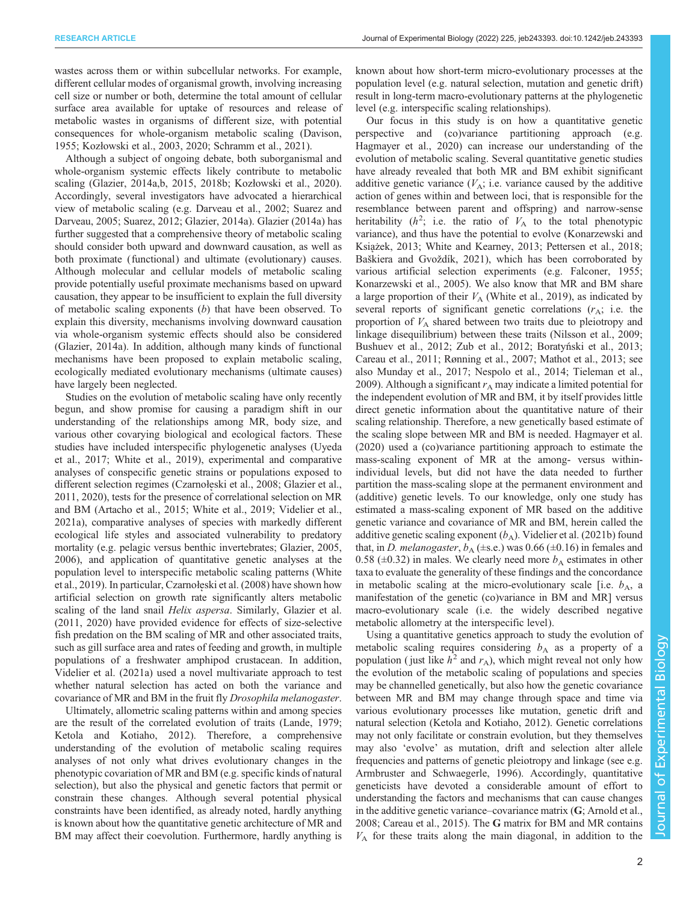wastes across them or within subcellular networks. For example, different cellular modes of organismal growth, involving increasing cell size or number or both, determine the total amount of cellular surface area available for uptake of resources and release of metabolic wastes in organisms of different size, with potential consequences for whole-organism metabolic scaling (Davison, 1955; Kozłowski et al., 2003, 2020; Schramm et al., 2021).

Although a subject of ongoing debate, both suborganismal and whole-organism systemic effects likely contribute to metabolic scaling (Glazier, 2014a,b, 2015, 2018b; Kozłowski et al., 2020). Accordingly, several investigators have advocated a hierarchical view of metabolic scaling (e.g. Darveau et al., 2002; Suarez and Darveau, 2005; Suarez, 2012; Glazier, 2014a). Glazier (2014a) has further suggested that a comprehensive theory of metabolic scaling should consider both upward and downward causation, as well as both proximate (functional) and ultimate (evolutionary) causes. Although molecular and cellular models of metabolic scaling provide potentially useful proximate mechanisms based on upward causation, they appear to be insufficient to explain the full diversity of metabolic scaling exponents ($b$) that have been observed. To explain this diversity, mechanisms involving downward causation via whole-organism systemic effects should also be considered (Glazier, 2014a). In addition, although many kinds of functional mechanisms have been proposed to explain metabolic scaling, ecologically mediated evolutionary mechanisms (ultimate causes) have largely been neglected.

Studies on the evolution of metabolic scaling have only recently begun, and show promise for causing a paradigm shift in our understanding of the relationships among MR, body size, and various other covarying biological and ecological factors. These studies have included interspecific phylogenetic analyses (Uyeda et al., 2017; White et al., 2019), experimental and comparative analyses of conspecific genetic strains or populations exposed to different selection regimes (Czarnołęski et al., 2008; Glazier et al., 2011, 2020), tests for the presence of correlational selection on MR and BM (Artacho et al., 2015; White et al., 2019; Videlier et al., 2021a), comparative analyses of species with markedly different ecological life styles and associated vulnerability to predatory mortality (e.g. pelagic versus benthic invertebrates; Glazier, 2005, 2006), and application of quantitative genetic analyses at the population level to interspecific metabolic scaling patterns (White et al., 2019). In particular, Czarnołęski et al. (2008) have shown how artificial selection on growth rate significantly alters metabolic scaling of the land snail *Helix aspersa*. Similarly, Glazier et al. (2011, 2020) have provided evidence for effects of size-selective fish predation on the BM scaling of MR and other associated traits, such as gill surface area and rates of feeding and growth, in multiple populations of a freshwater amphipod crustacean. In addition, Videlier et al. (2021a) used a novel multivariate approach to test whether natural selection has acted on both the variance and covariance of MR and BM in the fruit fly *Drosophila melanogaster*.

Ultimately, allometric scaling patterns within and among species are the result of the correlated evolution of traits (Lande, 1979; Ketola and Kotiaho, 2012). Therefore, a comprehensive understanding of the evolution of metabolic scaling requires analyses of not only what drives evolutionary changes in the phenotypic covariation of MR and BM (e.g. specific kinds of natural selection), but also the physical and genetic factors that permit or constrain these changes. Although several potential physical constraints have been identified, as already noted, hardly anything is known about how the quantitative genetic architecture of MR and BM may affect their coevolution. Furthermore, hardly anything is known about how short-term micro-evolutionary processes at the population level (e.g. natural selection, mutation and genetic drift) result in long-term macro-evolutionary patterns at the phylogenetic level (e.g. interspecific scaling relationships).

Our focus in this study is on how a quantitative genetic perspective and (co)variance partitioning approach (e.g. Hagmayer et al., 2020) can increase our understanding of the evolution of metabolic scaling. Several quantitative genetic studies have already revealed that both MR and BM exhibit significant additive genetic variance ($V_A$; i.e. variance caused by the additive action of genes within and between loci, that is responsible for the resemblance between parent and offspring) and narrow-sense heritability ($h^2$; i.e. the ratio of $V_A$ to the total phenotypic variance), and thus have the potential to evolve (Konarzewski and Książek, 2013; White and Kearney, 2013; Pettersen et al., 2018; Baškiera and Gvoždík, 2021), which has been corroborated by various artificial selection experiments (e.g. Falconer, 1955; Konarzewski et al., 2005). We also know that MR and BM share a large proportion of their $V_A$ (White et al., 2019), as indicated by several reports of significant genetic correlations ($r_A$; i.e. the proportion of $V_A$ shared between two traits due to pleiotropy and linkage disequilibrium) between these traits (Nilsson et al., 2009; Bushuev et al., 2012; Zub et al., 2012; Boratyński et al., 2013; Careau et al., 2011; Rønning et al., 2007; Mathot et al., 2013; see also Munday et al., 2017; Nespolo et al., 2014; Tieleman et al., 2009). Although a significant $r_A$ may indicate a limited potential for the independent evolution of MR and BM, it by itself provides little direct genetic information about the quantitative nature of their scaling relationship. Therefore, a new genetically based estimate of the scaling slope between MR and BM is needed. Hagmayer et al. (2020) used a (co)variance partitioning approach to estimate the mass-scaling exponent of MR at the among- versus within-individual levels, but did not have the data needed to further partition the mass-scaling slope at the permanent environment and (additive) genetic levels. To our knowledge, only one study has estimated a mass-scaling exponent of MR based on the additive genetic variance and covariance of MR and BM, herein called the additive genetic scaling exponent ($b_A$). Videlier et al. (2021b) found that, in *D. melanogaster*, $b_A$ (±s.e.) was 0.66 (±0.16) in females and 0.58 (±0.32) in males. We clearly need more $b_A$ estimates in other taxa to evaluate the generality of these findings and the concordance in metabolic scaling at the micro-evolutionary scale [i.e. $b_A$, a manifestation of the genetic (co)variance in BM and MR] versus macro-evolutionary scale (i.e. the widely described negative metabolic allometry at the interspecific level).

Using a quantitative genetics approach to study the evolution of metabolic scaling requires considering $b_A$ as a property of a population (just like $h^2$ and $r_A$), which might reveal not only how the evolution of the metabolic scaling of populations and species may be channelled genetically, but also how the genetic covariance between MR and BM may change through space and time via various evolutionary processes like mutation, genetic drift and natural selection (Ketola and Kotiaho, 2012). Genetic correlations may not only facilitate or constrain evolution, but they themselves may also 'evolve' as mutation, drift and selection alter allele frequencies and patterns of genetic pleiotropy and linkage (see e.g. Armbruster and Schwaegerle, 1996). Accordingly, quantitative geneticists have devoted a considerable amount of effort to understanding the factors and mechanisms that can cause changes in the additive genetic variance–covariance matrix (**G**; Arnold et al., 2008; Careau et al., 2015). The **G** matrix for BM and MR contains $V_A$ for these traits along the main diagonal, in addition to the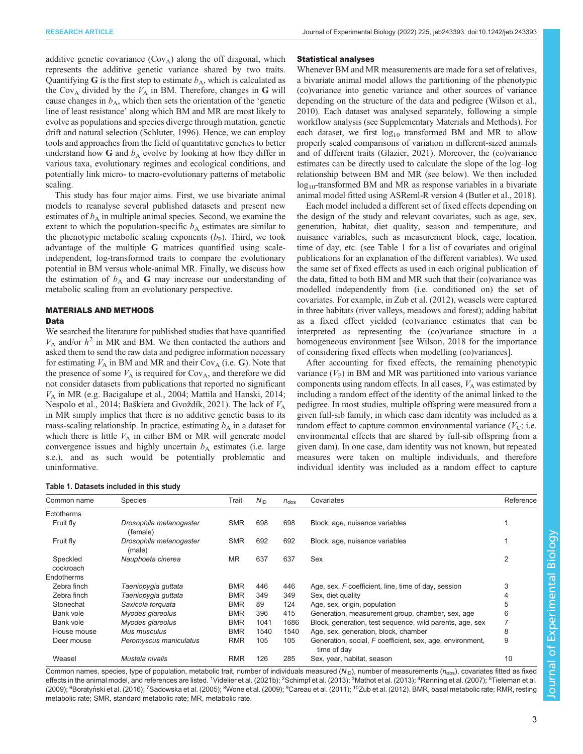additive genetic covariance ($Cov_A$) along the off diagonal, which represents the additive genetic variance shared by two traits. Quantifying **G** is the first step to estimate $b_A$, which is calculated as the $Cov_A$ divided by the $V_A$ in BM. Therefore, changes in **G** will cause changes in $b_A$, which then sets the orientation of the 'genetic line of least resistance' along which BM and MR are most likely to evolve as populations and species diverge through mutation, genetic drift and natural selection (Schluter, 1996). Hence, we can employ tools and approaches from the field of quantitative genetics to better understand how **G** and $b_A$ evolve by looking at how they differ in various taxa, evolutionary regimes and ecological conditions, and potentially link micro- to macro-evolutionary patterns of metabolic scaling.

This study has four major aims. First, we use bivariate animal models to reanalyse several published datasets and present new estimates of $b_A$ in multiple animal species. Second, we examine the extent to which the population-specific $b_A$ estimates are similar to the phenotypic metabolic scaling exponents ($b_P$). Third, we took advantage of the multiple **G** matrices quantified using scale-independent, log-transformed traits to compare the evolutionary potential in BM versus whole-animal MR. Finally, we discuss how the estimation of $b_A$ and **G** may increase our understanding of metabolic scaling from an evolutionary perspective.

## MATERIALS AND METHODS

### Data

We searched the literature for published studies that have quantified $V_A$ and/or $h^2$ in MR and BM. We then contacted the authors and asked them to send the raw data and pedigree information necessary for estimating $V_A$ in BM and MR and their $Cov_A$ (i.e. **G**). Note that the presence of some $V_A$ is required for $Cov_A$, and therefore we did not consider datasets from publications that reported no significant $V_A$ in MR (e.g. Bacigalupe et al., 2004; Mattila and Hanski, 2014; Nespolo et al., 2014; Baškiera and Gvoždík, 2021). The lack of $V_A$ in MR simply implies that there is no additive genetic basis to its mass-scaling relationship. In practice, estimating $b_A$ in a dataset for which there is little $V_A$ in either BM or MR will generate model convergence issues and highly uncertain $b_A$ estimates (i.e. large s.e.), and as such would be potentially problematic and uninformative.

### Statistical analyses

Whenever BM and MR measurements are made for a set of relatives, a bivariate animal model allows the partitioning of the phenotypic (co)variance into genetic variance and other sources of variance depending on the structure of the data and pedigree (Wilson et al., 2010). Each dataset was analysed separately, following a simple workflow analysis (see Supplementary Materials and Methods). For each dataset, we first $\log_{10}$ transformed BM and MR to allow properly scaled comparisons of variation in different-sized animals and of different traits (Glazier, 2021). Moreover, the (co)variance estimates can be directly used to calculate the slope of the log–log relationship between BM and MR (see below). We then included $\log_{10}$-transformed BM and MR as response variables in a bivariate animal model fitted using ASReml-R version 4 (Butler et al., 2018).

Each model included a different set of fixed effects depending on the design of the study and relevant covariates, such as age, sex, generation, habitat, diet quality, season and temperature, and nuisance variables, such as measurement block, cage, location, time of day, etc. (see Table 1 for a list of covariates and original publications for an explanation of the different variables). We used the same set of fixed effects as used in each original publication of the data, fitted to both BM and MR such that their (co)variance was modelled independently from (i.e. conditioned on) the set of covariates. For example, in Zub et al. (2012), weasels were captured in three habitats (river valleys, meadows and forest); adding habitat as a fixed effect yielded (co)variance estimates that can be interpreted as representing the (co)variance structure in a homogeneous environment [see Wilson, 2018 for the importance of considering fixed effects when modelling (co)variances].

After accounting for fixed effects, the remaining phenotypic variance ($V_P$) in BM and MR was partitioned into various variance components using random effects. In all cases, $V_A$ was estimated by including a random effect of the identity of the animal linked to the pedigree. In most studies, multiple offspring were measured from a given full-sib family, in which case dam identity was included as a random effect to capture common environmental variance ($V_C$; i.e. environmental effects that are shared by full-sib offspring from a given dam). In one case, dam identity was not known, but repeated measures were taken on multiple individuals, and therefore individual identity was included as a random effect to capture

**Table 1. Datasets included in this study**

| Common name | Species | Trait | $N_{ID}$ | $n_{obs}$ | Covariates | Reference |
|---|---|---|---|---|---|---|
| Ectotherms | | | | | | |
| Fruit fly | *Drosophila melanogaster* (female) | SMR | 698 | 698 | Block, age, nuisance variables | 1 |
| Fruit fly | *Drosophila melanogaster* (male) | SMR | 692 | 692 | Block, age, nuisance variables | 1 |
| Speckled cockroach | *Nauphoeta cinerea* | MR | 637 | 637 | Sex | 2 |
| Endotherms | | | | | | |
| Zebra finch | *Taeniopygia guttata* | BMR | 446 | 446 | Age, sex, *F* coefficient, line, time of day, session | 3 |
| Zebra finch | *Taeniopygia guttata* | BMR | 349 | 349 | Sex, diet quality | 4 |
| Stonechat | *Saxicola torquata* | BMR | 89 | 124 | Age, sex, origin, population | 5 |
| Bank vole | *Myodes glareolus* | BMR | 396 | 415 | Generation, measurement group, chamber, sex, age | 6 |
| Bank vole | *Myodes glareolus* | BMR | 1041 | 1686 | Block, generation, test sequence, wild parents, age, sex | 7 |
| House mouse | *Mus musculus* | BMR | 1540 | 1540 | Age, sex, generation, block, chamber | 8 |
| Deer mouse | *Peromyscus maniculatus* | RMR | 105 | 105 | Generation, social, *F* coefficient, sex, age, environment, time of day | 9 |
| Weasel | *Mustela nivalis* | RMR | 126 | 285 | Sex, year, habitat, season | 10 |

Common names, species, type of population, metabolic trait, number of individuals measured ($N_{ID}$), number of measurements ($n_{obs}$), covariates fitted as fixed effects in the animal model, and references are listed. [1]Videlier et al. (2021b); [2]Schimpf et al. (2013); [3]Mathot et al. (2013); [4]Rønning et al. (2007); [5]Tieleman et al. (2009); [6]Boratyński et al. (2016); [7]Sadowska et al. (2005); [8]Wone et al. (2009); [9]Careau et al. (2011); [10]Zub et al. (2012). BMR, basal metabolic rate; RMR, resting metabolic rate; SMR, standard metabolic rate; MR, metabolic rate.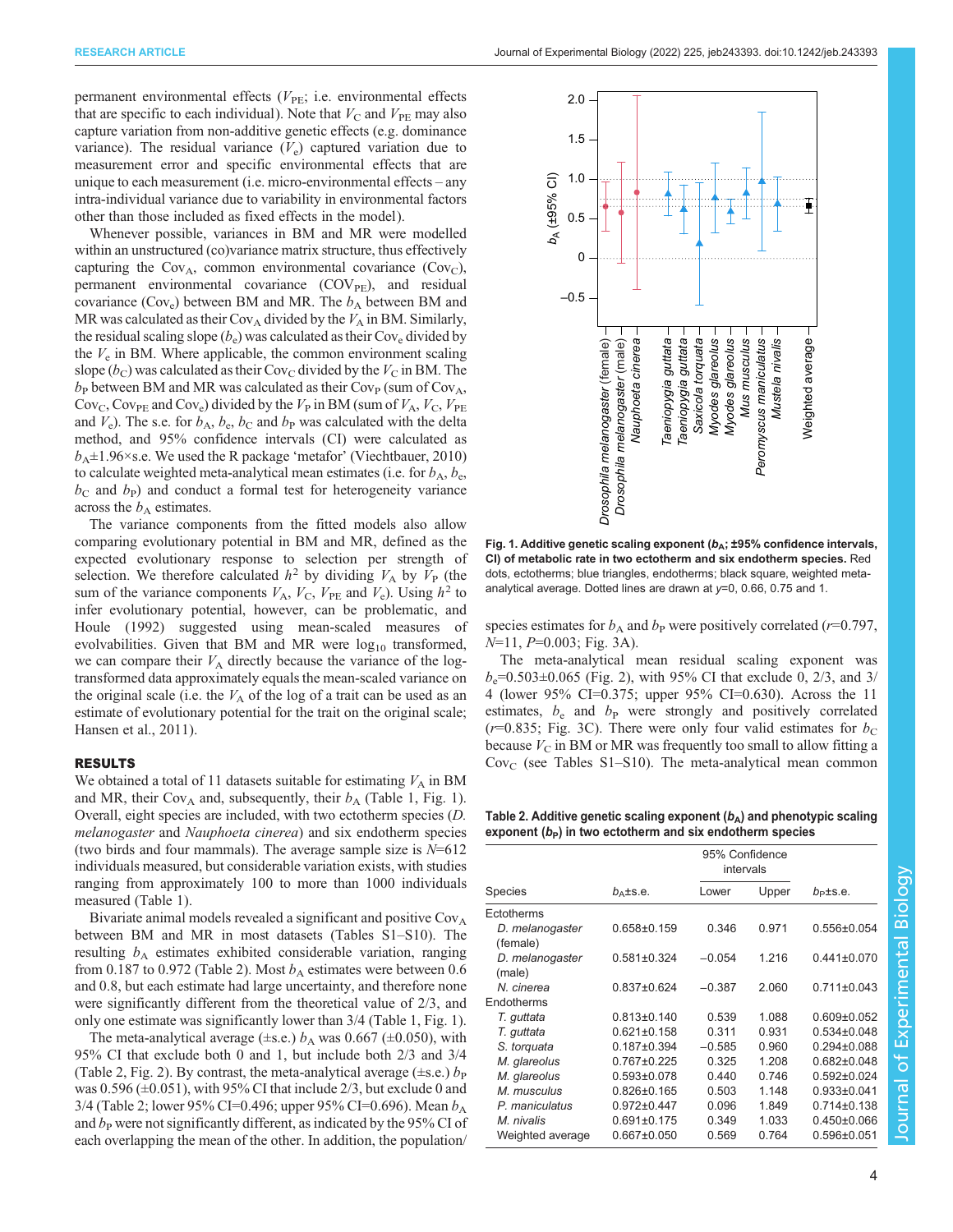permanent environmental effects ($V_{PE}$; i.e. environmental effects that are specific to each individual). Note that $V_C$ and $V_{PE}$ may also capture variation from non-additive genetic effects (e.g. dominance variance). The residual variance ($V_e$) captured variation due to measurement error and specific environmental effects that are unique to each measurement (i.e. micro-environmental effects – any intra-individual variance due to variability in environmental factors other than those included as fixed effects in the model).

Whenever possible, variances in BM and MR were modelled within an unstructured (co)variance matrix structure, thus effectively capturing the $Cov_A$, common environmental covariance ($Cov_C$), permanent environmental covariance ($COV_{PE}$), and residual covariance ($Cov_e$) between BM and MR. The $b_A$ between BM and MR was calculated as their $Cov_A$ divided by the $V_A$ in BM. Similarly, the residual scaling slope ($b_e$) was calculated as their $Cov_e$ divided by the $V_e$ in BM. Where applicable, the common environment scaling slope ($b_C$) was calculated as their $Cov_C$ divided by the $V_C$ in BM. The $b_P$ between BM and MR was calculated as their $Cov_P$ (sum of $Cov_A$, $Cov_C$, $Cov_{PE}$ and $Cov_e$) divided by the $V_P$ in BM (sum of $V_A$, $V_C$, $V_{PE}$ and $V_e$). The s.e. for $b_A$, $b_e$, $b_C$ and $b_P$ was calculated with the delta method, and 95% confidence intervals (CI) were calculated as $b_A$±1.96×s.e. We used the R package 'metafor' (Viechtbauer, 2010) to calculate weighted meta-analytical mean estimates (i.e. for $b_A$, $b_e$, $b_C$ and $b_P$) and conduct a formal test for heterogeneity variance across the $b_A$ estimates.

The variance components from the fitted models also allow comparing evolutionary potential in BM and MR, defined as the expected evolutionary response to selection per strength of selection. We therefore calculated $h^2$ by dividing $V_A$ by $V_P$ (the sum of the variance components $V_A$, $V_C$, $V_{PE}$ and $V_e$). Using $h^2$ to infer evolutionary potential, however, can be problematic, and Houle (1992) suggested using mean-scaled measures of evolvabilities. Given that BM and MR were $\log_{10}$ transformed, we can compare their $V_A$ directly because the variance of the log-transformed data approximately equals the mean-scaled variance on the original scale (i.e. the $V_A$ of the log of a trait can be used as an estimate of evolutionary potential for the trait on the original scale; Hansen et al., 2011).

## RESULTS

We obtained a total of 11 datasets suitable for estimating $V_A$ in BM and MR, their $Cov_A$ and, subsequently, their $b_A$ (Table 1, Fig. 1). Overall, eight species are included, with two ectotherm species (*D. melanogaster* and *Nauphoeta cinerea*) and six endotherm species (two birds and four mammals). The average sample size is $N$=612 individuals measured, but considerable variation exists, with studies ranging from approximately 100 to more than 1000 individuals measured (Table 1).

Bivariate animal models revealed a significant and positive $Cov_A$ between BM and MR in most datasets (Tables S1–S10). The resulting $b_A$ estimates exhibited considerable variation, ranging from 0.187 to 0.972 (Table 2). Most $b_A$ estimates were between 0.6 and 0.8, but each estimate had large uncertainty, and therefore none were significantly different from the theoretical value of 2/3, and only one estimate was significantly lower than 3/4 (Table 1, Fig. 1).

The meta-analytical average (±s.e.) $b_A$ was 0.667 (±0.050), with 95% CI that exclude both 0 and 1, but include both 2/3 and 3/4 (Table 2, Fig. 2). By contrast, the meta-analytical average (±s.e.) $b_P$ was 0.596 (±0.051), with 95% CI that include 2/3, but exclude 0 and 3/4 (Table 2; lower 95% CI=0.496; upper 95% CI=0.696). Mean $b_A$ and $b_P$ were not significantly different, as indicated by the 95% CI of each overlapping the mean of the other. In addition, the population/species estimates for $b_A$ and $b_P$ were positively correlated ($r$=0.797, $N$=11, $P$=0.003; Fig. 3A).

**Fig. 1. Additive genetic scaling exponent ($b_A$; ±95% confidence intervals, CI) of metabolic rate in two ectotherm and six endotherm species.** Red dots, ectotherms; blue triangles, endotherms; black square, weighted meta-analytical average. Dotted lines are drawn at $y$=0, 0.66, 0.75 and 1.

The meta-analytical mean residual scaling exponent was $b_e$=0.503±0.065 (Fig. 2), with 95% CI that exclude 0, 2/3, and 3/4 (lower 95% CI=0.375; upper 95% CI=0.630). Across the 11 estimates, $b_e$ and $b_P$ were strongly and positively correlated ($r$=0.835; Fig. 3C). There were only four valid estimates for $b_C$ because $V_C$ in BM or MR was frequently too small to allow fitting a $Cov_C$ (see Tables S1–S10). The meta-analytical mean common

**Table 2. Additive genetic scaling exponent ($b_A$) and phenotypic scaling exponent ($b_P$) in two ectotherm and six endotherm species**

| Species | $b_A$±s.e. | 95% Confidence intervals | | $b_P$±s.e. |
|---|---|---|---|---|
| | | Lower | Upper | |
| Ectotherms | | | | |
| *D. melanogaster* (female) | 0.658±0.159 | 0.346 | 0.971 | 0.556±0.054 |
| *D. melanogaster* (male) | 0.581±0.324 | −0.054 | 1.216 | 0.441±0.070 |
| *N. cinerea* | 0.837±0.624 | −0.387 | 2.060 | 0.711±0.043 |
| Endotherms | | | | |
| *T. guttata* | 0.813±0.140 | 0.539 | 1.088 | 0.609±0.052 |
| *T. guttata* | 0.621±0.158 | 0.311 | 0.931 | 0.534±0.048 |
| *S. torquata* | 0.187±0.394 | −0.585 | 0.960 | 0.294±0.088 |
| *M. glareolus* | 0.767±0.225 | 0.325 | 1.208 | 0.682±0.048 |
| *M. glareolus* | 0.593±0.078 | 0.440 | 0.746 | 0.592±0.024 |
| *M. musculus* | 0.826±0.165 | 0.503 | 1.148 | 0.933±0.041 |
| *P. maniculatus* | 0.972±0.447 | 0.096 | 1.849 | 0.714±0.138 |
| *M. nivalis* | 0.691±0.175 | 0.349 | 1.033 | 0.450±0.066 |
| Weighted average | 0.667±0.050 | 0.569 | 0.764 | 0.596±0.051 |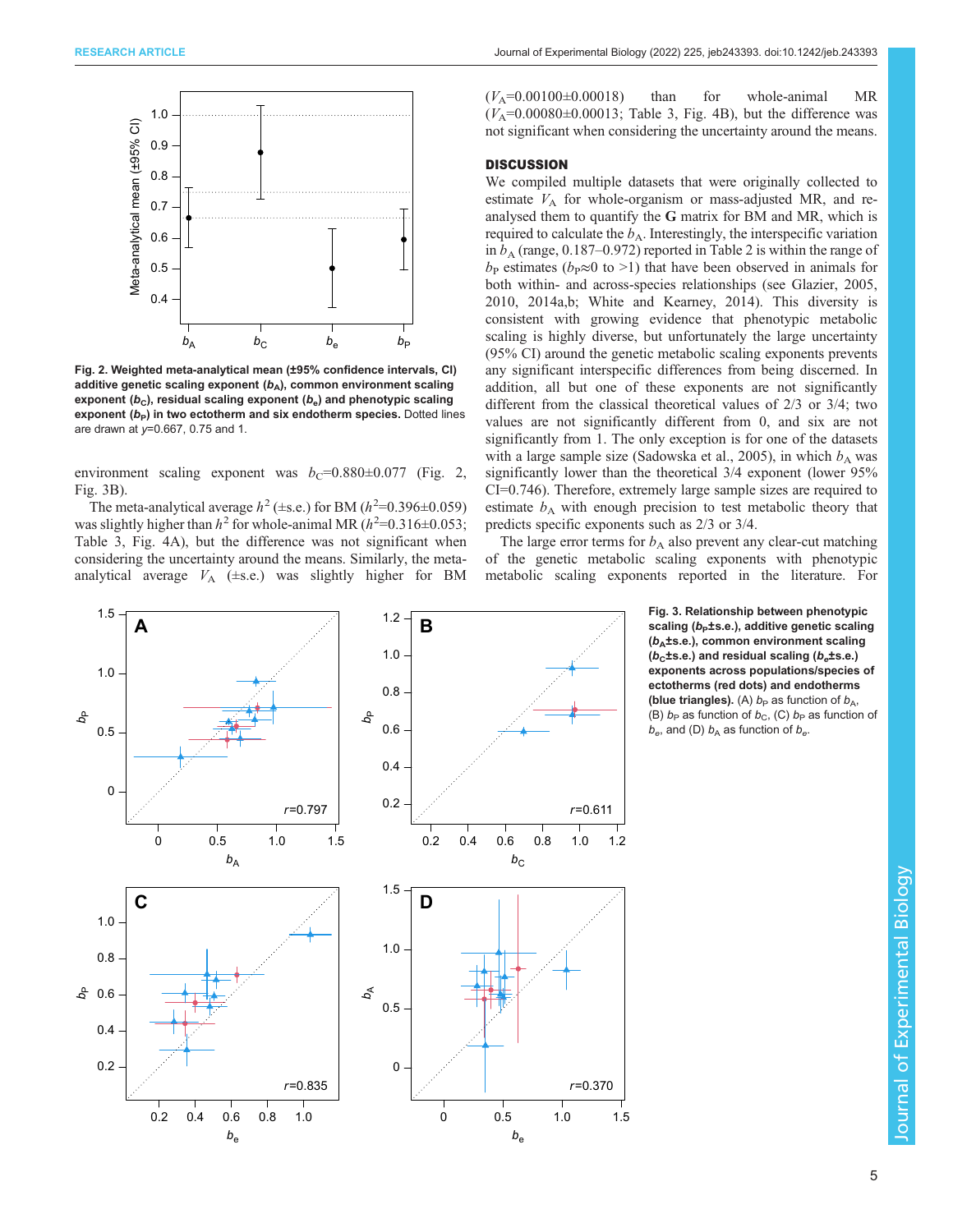Fig. 2. **Weighted meta-analytical mean (±95% confidence intervals, CI) additive genetic scaling exponent ($b_A$), common environment scaling exponent ($b_C$), residual scaling exponent ($b_e$) and phenotypic scaling exponent ($b_P$) in two ectotherm and six endotherm species.** Dotted lines are drawn at $y$=0.667, 0.75 and 1.

environment scaling exponent was $b_C$=0.880±0.077 (Fig. 2, Fig. 3B).

The meta-analytical average $h^2$ (±s.e.) for BM ($h^2$=0.396±0.059) was slightly higher than $h^2$ for whole-animal MR ($h^2$=0.316±0.053; Table 3, Fig. 4A), but the difference was not significant when considering the uncertainty around the means. Similarly, the meta-analytical average $V_A$ (±s.e.) was slightly higher for BM ($V_A$=0.00100±0.00018) than for whole-animal MR ($V_A$=0.00080±0.00013; Table 3, Fig. 4B), but the difference was not significant when considering the uncertainty around the means.

## DISCUSSION

We compiled multiple datasets that were originally collected to estimate $V_A$ for whole-organism or mass-adjusted MR, and re-analysed them to quantify the **G** matrix for BM and MR, which is required to calculate the $b_A$. Interestingly, the interspecific variation in $b_A$ (range, 0.187–0.972) reported in Table 2 is within the range of $b_P$ estimates ($b_P$≈0 to >1) that have been observed in animals for both within- and across-species relationships (see Glazier, 2005, 2010, 2014a,b; White and Kearney, 2014). This diversity is consistent with growing evidence that phenotypic metabolic scaling is highly diverse, but unfortunately the large uncertainty (95% CI) around the genetic metabolic scaling exponents prevents any significant interspecific differences from being discerned. In addition, all but one of these exponents are not significantly different from the classical theoretical values of 2/3 or 3/4; two values are not significantly different from 0, and six are not significantly from 1. The only exception is for one of the datasets with a large sample size (Sadowska et al., 2005), in which $b_A$ was significantly lower than the theoretical 3/4 exponent (lower 95% CI=0.746). Therefore, extremely large sample sizes are required to estimate $b_A$ with enough precision to test metabolic theory that predicts specific exponents such as 2/3 or 3/4.

The large error terms for $b_A$ also prevent any clear-cut matching of the genetic metabolic scaling exponents with phenotypic metabolic scaling exponents reported in the literature. For

Fig. 3. **Relationship between phenotypic scaling ($b_P$±s.e.), additive genetic scaling ($b_A$±s.e.), common environment scaling ($b_C$±s.e.) and residual scaling ($b_e$±s.e.) exponents across populations/species of ectotherms (red dots) and endotherms (blue triangles).** (A) $b_P$ as function of $b_A$, (B) $b_P$ as function of $b_C$, (C) $b_P$ as function of $b_e$, and (D) $b_A$ as function of $b_e$.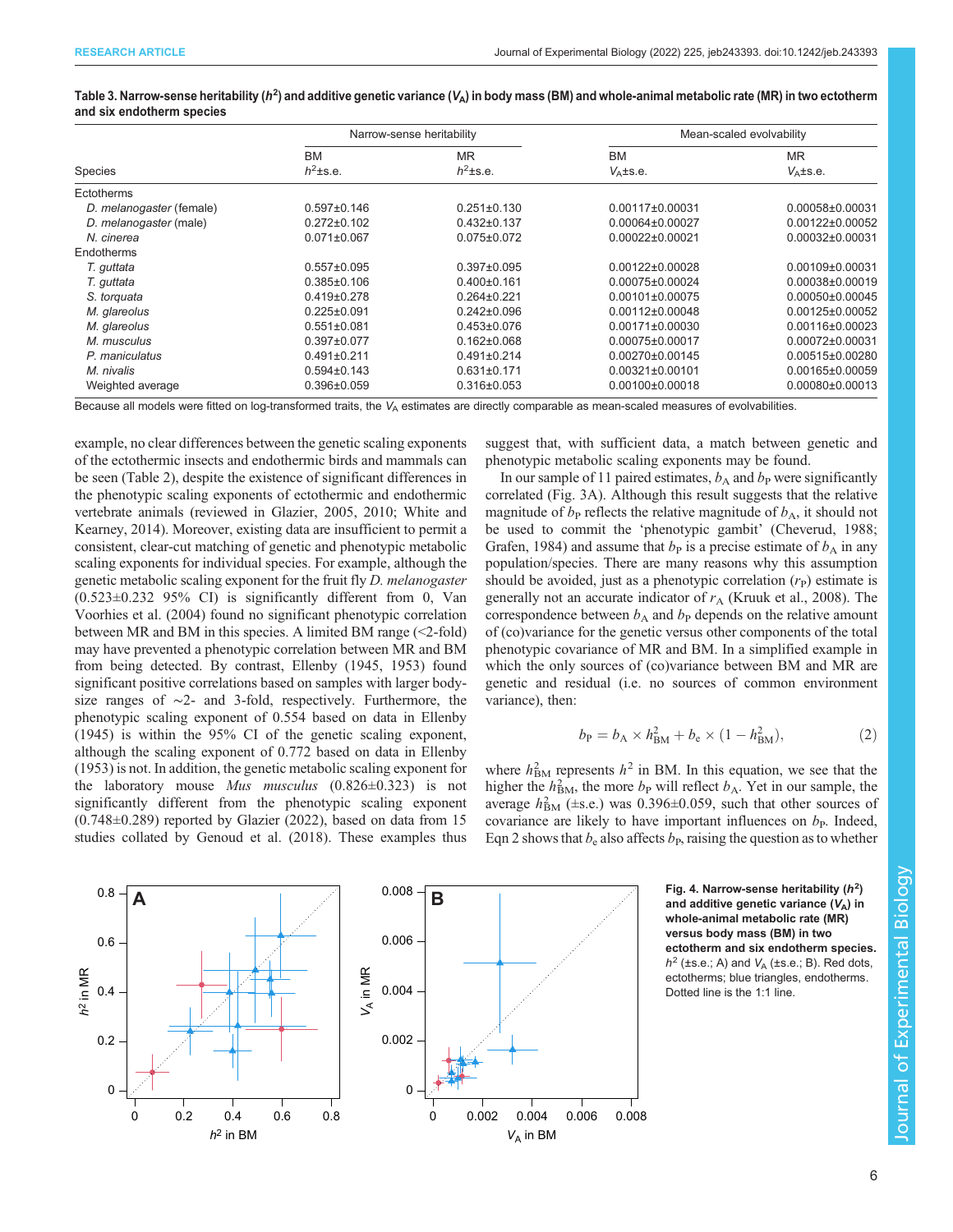**Table 3. Narrow-sense heritability ($h^2$) and additive genetic variance ($V_A$) in body mass (BM) and whole-animal metabolic rate (MR) in two ectotherm and six endotherm species**

| Species | Narrow-sense heritability | | Mean-scaled evolvability | |
|---|---|---|---|---|
| | BM $h^2$±s.e. | MR $h^2$±s.e. | BM $V_A$±s.e. | MR $V_A$±s.e. |
| Ectotherms | | | | |
| *D. melanogaster* (female) | 0.597±0.146 | 0.251±0.130 | 0.00117±0.00031 | 0.00058±0.00031 |
| *D. melanogaster* (male) | 0.272±0.102 | 0.432±0.137 | 0.00064±0.00027 | 0.00122±0.00052 |
| *N. cinerea* | 0.071±0.067 | 0.075±0.072 | 0.00022±0.00021 | 0.00032±0.00031 |
| Endotherms | | | | |
| *T. guttata* | 0.557±0.095 | 0.397±0.095 | 0.00122±0.00028 | 0.00109±0.00031 |
| *T. guttata* | 0.385±0.106 | 0.400±0.161 | 0.00075±0.00024 | 0.00038±0.00019 |
| *S. torquata* | 0.419±0.278 | 0.264±0.221 | 0.00101±0.00075 | 0.00050±0.00045 |
| *M. glareolus* | 0.225±0.091 | 0.242±0.096 | 0.00112±0.00048 | 0.00125±0.00052 |
| *M. glareolus* | 0.551±0.081 | 0.453±0.076 | 0.00171±0.00030 | 0.00116±0.00023 |
| *M. musculus* | 0.397±0.077 | 0.162±0.068 | 0.00075±0.00017 | 0.00072±0.00031 |
| *P. maniculatus* | 0.491±0.211 | 0.491±0.214 | 0.00270±0.00145 | 0.00515±0.00280 |
| *M. nivalis* | 0.594±0.143 | 0.631±0.171 | 0.00321±0.00101 | 0.00165±0.00059 |
| Weighted average | 0.396±0.059 | 0.316±0.053 | 0.00100±0.00018 | 0.00080±0.00013 |

Because all models were fitted on log-transformed traits, the $V_A$ estimates are directly comparable as mean-scaled measures of evolvabilities.

example, no clear differences between the genetic scaling exponents of the ectothermic insects and endothermic birds and mammals can be seen (Table 2), despite the existence of significant differences in the phenotypic scaling exponents of ectothermic and endothermic vertebrate animals (reviewed in Glazier, 2005, 2010; White and Kearney, 2014). Moreover, existing data are insufficient to permit a consistent, clear-cut matching of genetic and phenotypic metabolic scaling exponents for individual species. For example, although the genetic metabolic scaling exponent for the fruit fly *D. melanogaster* (0.523±0.232 95% CI) is significantly different from 0, Van Voorhies et al. (2004) found no significant phenotypic correlation between MR and BM in this species. A limited BM range (<2-fold) may have prevented a phenotypic correlation between MR and BM from being detected. By contrast, Ellenby (1945, 1953) found significant positive correlations based on samples with larger body-size ranges of ∼2- and 3-fold, respectively. Furthermore, the phenotypic scaling exponent of 0.554 based on data in Ellenby (1945) is within the 95% CI of the genetic scaling exponent, although the scaling exponent of 0.772 based on data in Ellenby (1953) is not. In addition, the genetic metabolic scaling exponent for the laboratory mouse *Mus musculus* (0.826±0.323) is not significantly different from the phenotypic scaling exponent (0.748±0.289) reported by Glazier (2022), based on data from 15 studies collated by Genoud et al. (2018). These examples thus suggest that, with sufficient data, a match between genetic and phenotypic metabolic scaling exponents may be found.

In our sample of 11 paired estimates, $b_A$ and $b_P$ were significantly correlated (Fig. 3A). Although this result suggests that the relative magnitude of $b_P$ reflects the relative magnitude of $b_A$, it should not be used to commit the 'phenotypic gambit' (Cheverud, 1988; Grafen, 1984) and assume that $b_P$ is a precise estimate of $b_A$ in any population/species. There are many reasons why this assumption should be avoided, just as a phenotypic correlation ($r_P$) estimate is generally not an accurate indicator of $r_A$ (Kruuk et al., 2008). The correspondence between $b_A$ and $b_P$ depends on the relative amount of (co)variance for the genetic versus other components of the total phenotypic covariance of MR and BM. In a simplified example in which the only sources of (co)variance between BM and MR are genetic and residual (i.e. no sources of common environment variance), then:

$$b_P = b_A \times h^2_{BM} + b_e \times (1 - h^2_{BM}), \tag{2}$$

where $h^2_{BM}$ represents $h^2$ in BM. In this equation, we see that the higher the $h^2_{BM}$, the more $b_P$ will reflect $b_A$. Yet in our sample, the average $h^2_{BM}$ (±s.e.) was 0.396±0.059, such that other sources of covariance are likely to have important influences on $b_P$. Indeed, Eqn 2 shows that $b_e$ also affects $b_P$, raising the question as to whether

**Fig. 4. Narrow-sense heritability ($h^2$) and additive genetic variance ($V_A$) in whole-animal metabolic rate (MR) versus body mass (BM) in two ectotherm and six endotherm species.** $h^2$ (±s.e.; A) and $V_A$ (±s.e.; B). Red dots, ectotherms; blue triangles, endotherms. Dotted line is the 1:1 line.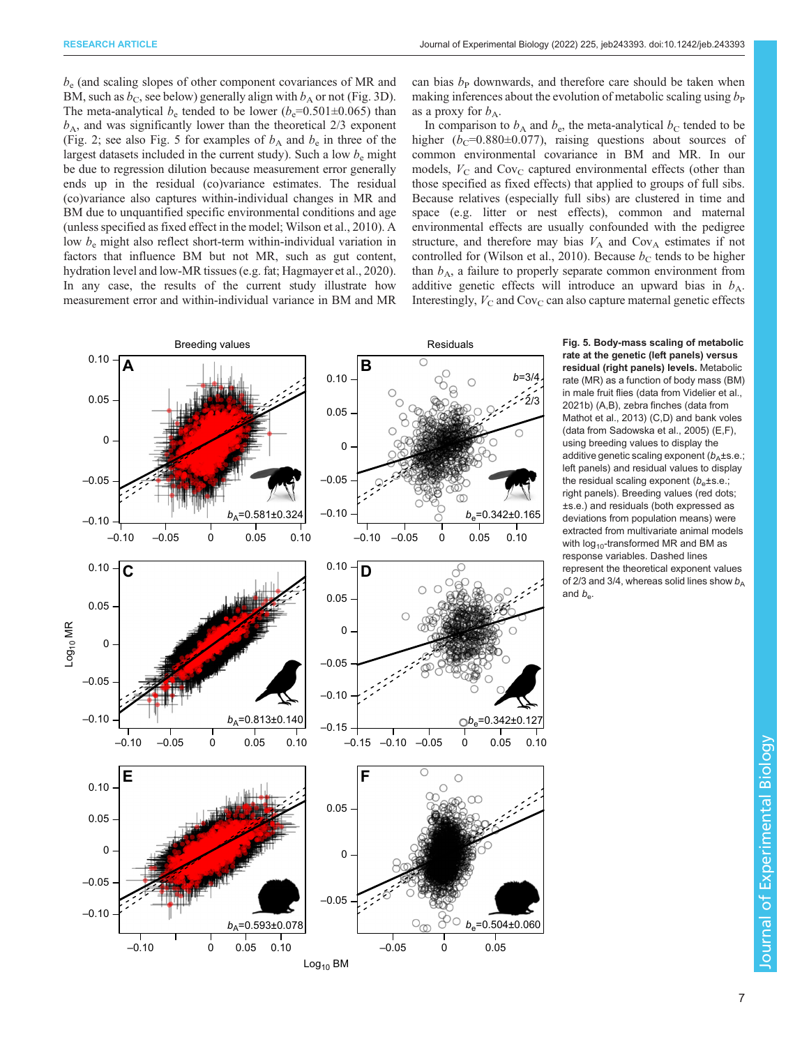$b_e$ (and scaling slopes of other component covariances of MR and BM, such as $b_C$, see below) generally align with $b_A$ or not (Fig. 3D). The meta-analytical $b_e$ tended to be lower ($b_e$=0.501±0.065) than $b_A$, and was significantly lower than the theoretical 2/3 exponent (Fig. 2; see also Fig. 5 for examples of $b_A$ and $b_e$ in three of the largest datasets included in the current study). Such a low $b_e$ might be due to regression dilution because measurement error generally ends up in the residual (co)variance estimates. The residual (co)variance also captures within-individual changes in MR and BM due to unquantified specific environmental conditions and age (unless specified as fixed effect in the model; Wilson et al., 2010). A low $b_e$ might also reflect short-term within-individual variation in factors that influence BM but not MR, such as gut content, hydration level and low-MR tissues (e.g. fat; Hagmayer et al., 2020). In any case, the results of the current study illustrate how measurement error and within-individual variance in BM and MR can bias $b_P$ downwards, and therefore care should be taken when making inferences about the evolution of metabolic scaling using $b_P$ as a proxy for $b_A$.

In comparison to $b_A$ and $b_e$, the meta-analytical $b_C$ tended to be higher ($b_C$=0.880±0.077), raising questions about sources of common environmental covariance in BM and MR. In our models, $V_C$ and $Cov_C$ captured environmental effects (other than those specified as fixed effects) that applied to groups of full sibs. Because relatives (especially full sibs) are clustered in time and space (e.g. litter or nest effects), common and maternal environmental effects are usually confounded with the pedigree structure, and therefore may bias $V_A$ and $Cov_A$ estimates if not controlled for (Wilson et al., 2010). Because $b_C$ tends to be higher than $b_A$, a failure to properly separate common environment from additive genetic effects will introduce an upward bias in $b_A$. Interestingly, $V_C$ and $Cov_C$ can also capture maternal genetic effects

**Fig. 5. Body-mass scaling of metabolic rate at the genetic (left panels) versus residual (right panels) levels.** Metabolic rate (MR) as a function of body mass (BM) in male fruit flies (data from Videlier et al., 2021b) (A,B), zebra finches (data from Mathot et al., 2013) (C,D) and bank voles (data from Sadowska et al., 2005) (E,F), using breeding values to display the additive genetic scaling exponent ($b_A$±s.e.; left panels) and residual values to display the residual scaling exponent ($b_e$±s.e.; right panels). Breeding values (red dots; ±s.e.) and residuals (both expressed as deviations from population means) were extracted from multivariate animal models with $\log_{10}$-transformed MR and BM as response variables. Dashed lines represent the theoretical exponent values of 2/3 and 3/4, whereas solid lines show $b_A$ and $b_e$.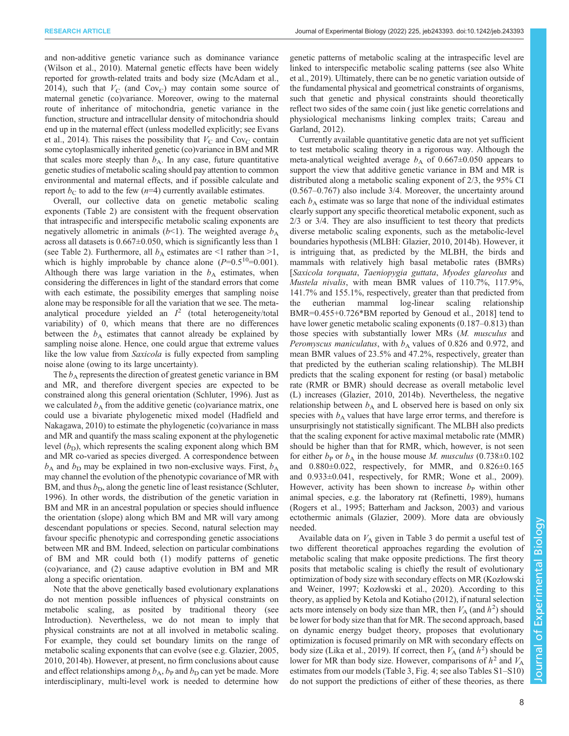and non-additive genetic variance such as dominance variance (Wilson et al., 2010). Maternal genetic effects have been widely reported for growth-related traits and body size (McAdam et al., 2014), such that $V_C$ (and $Cov_C$) may contain some source of maternal genetic (co)variance. Moreover, owing to the maternal route of inheritance of mitochondria, genetic variance in the function, structure and intracellular density of mitochondria should end up in the maternal effect (unless modelled explicitly; see Evans et al., 2014). This raises the possibility that $V_C$ and $Cov_C$ contain some cytoplasmically inherited genetic (co)variance in BM and MR that scales more steeply than $b_A$. In any case, future quantitative genetic studies of metabolic scaling should pay attention to common environmental and maternal effects, and if possible calculate and report $b_C$ to add to the few ($n$=4) currently available estimates.

Overall, our collective data on genetic metabolic scaling exponents (Table 2) are consistent with the frequent observation that intraspecific and interspecific metabolic scaling exponents are negatively allometric in animals ($b$<1). The weighted average $b_A$ across all datasets is 0.667±0.050, which is significantly less than 1 (see Table 2). Furthermore, all $b_A$ estimates are <1 rather than >1, which is highly improbable by chance alone ($P$=$0.5^{10}$=0.001). Although there was large variation in the $b_A$ estimates, when considering the differences in light of the standard errors that come with each estimate, the possibility emerges that sampling noise alone may be responsible for all the variation that we see. The meta-analytical procedure yielded an $I^2$ (total heterogeneity/total variability) of 0, which means that there are no differences between the $b_A$ estimates that cannot already be explained by sampling noise alone. Hence, one could argue that extreme values like the low value from *Saxicola* is fully expected from sampling noise alone (owing to its large uncertainty).

The $b_A$ represents the direction of greatest genetic variance in BM and MR, and therefore divergent species are expected to be constrained along this general orientation (Schluter, 1996). Just as we calculated $b_A$ from the additive genetic (co)variance matrix, one could use a bivariate phylogenetic mixed model (Hadfield and Nakagawa, 2010) to estimate the phylogenetic (co)variance in mass and MR and quantify the mass scaling exponent at the phylogenetic level ($b_D$), which represents the scaling exponent along which BM and MR co-varied as species diverged. A correspondence between $b_A$ and $b_D$ may be explained in two non-exclusive ways. First, $b_A$ may channel the evolution of the phenotypic covariance of MR with BM, and thus $b_D$, along the genetic line of least resistance (Schluter, 1996). In other words, the distribution of the genetic variation in BM and MR in an ancestral population or species should influence the orientation (slope) along which BM and MR will vary among descendant populations or species. Second, natural selection may favour specific phenotypic and corresponding genetic associations between MR and BM. Indeed, selection on particular combinations of BM and MR could both (1) modify patterns of genetic (co)variance, and (2) cause adaptive evolution in BM and MR along a specific orientation.

Note that the above genetically based evolutionary explanations do not mention possible influences of physical constraints on metabolic scaling, as posited by traditional theory (see Introduction). Nevertheless, we do not mean to imply that physical constraints are not at all involved in metabolic scaling. For example, they could set boundary limits on the range of metabolic scaling exponents that can evolve (see e.g. Glazier, 2005, 2010, 2014b). However, at present, no firm conclusions about cause and effect relationships among $b_A$, $b_P$ and $b_D$ can yet be made. More interdisciplinary, multi-level work is needed to determine how genetic patterns of metabolic scaling at the intraspecific level are linked to interspecific metabolic scaling patterns (see also White et al., 2019). Ultimately, there can be no genetic variation outside of the fundamental physical and geometrical constraints of organisms, such that genetic and physical constraints should theoretically reflect two sides of the same coin (just like genetic correlations and physiological mechanisms linking complex traits; Careau and Garland, 2012).

Currently available quantitative genetic data are not yet sufficient to test metabolic scaling theory in a rigorous way. Although the meta-analytical weighted average $b_A$ of 0.667±0.050 appears to support the view that additive genetic variance in BM and MR is distributed along a metabolic scaling exponent of 2/3, the 95% CI (0.567–0.767) also include 3/4. Moreover, the uncertainty around each $b_A$ estimate was so large that none of the individual estimates clearly support any specific theoretical metabolic exponent, such as 2/3 or 3/4. They are also insufficient to test theory that predicts diverse metabolic scaling exponents, such as the metabolic-level boundaries hypothesis (MLBH: Glazier, 2010, 2014b). However, it is intriguing that, as predicted by the MLBH, the birds and mammals with relatively high basal metabolic rates (BMRs) [*Saxicola torquata*, *Taeniopygia guttata*, *Myodes glareolus* and *Mustela nivalis*, with mean BMR values of 110.7%, 117.9%, 141.7% and 155.1%, respectively, greater than that predicted from the eutherian mammal log-linear scaling relationship BMR=0.455+0.726*BM reported by Genoud et al., 2018] tend to have lower genetic metabolic scaling exponents (0.187–0.813) than those species with substantially lower MRs (*M. musculus* and *Peromyscus maniculatus*, with $b_A$ values of 0.826 and 0.972, and mean BMR values of 23.5% and 47.2%, respectively, greater than that predicted by the eutherian scaling relationship). The MLBH predicts that the scaling exponent for resting (or basal) metabolic rate (RMR or BMR) should decrease as overall metabolic level (L) increases (Glazier, 2010, 2014b). Nevertheless, the negative relationship between $b_A$ and L observed here is based on only six species with $b_A$ values that have large error terms, and therefore is unsurprisingly not statistically significant. The MLBH also predicts that the scaling exponent for active maximal metabolic rate (MMR) should be higher than that for RMR, which, however, is not seen for either $b_P$ or $b_A$ in the house mouse *M. musculus* (0.738±0.102 and 0.880±0.022, respectively, for MMR, and 0.826±0.165 and 0.933±0.041, respectively, for RMR; Wone et al., 2009). However, activity has been shown to increase $b_P$ within other animal species, e.g. the laboratory rat (Refinetti, 1989), humans (Rogers et al., 1995; Batterham and Jackson, 2003) and various ectothermic animals (Glazier, 2009). More data are obviously needed.

Available data on $V_A$ given in Table 3 do permit a useful test of two different theoretical approaches regarding the evolution of metabolic scaling that make opposite predictions. The first theory posits that metabolic scaling is chiefly the result of evolutionary optimization of body size with secondary effects on MR (Kozłowski and Weiner, 1997; Kozłowski et al., 2020). According to this theory, as applied by Ketola and Kotiaho (2012), if natural selection acts more intensely on body size than MR, then $V_A$ (and $h^2$) should be lower for body size than that for MR. The second approach, based on dynamic energy budget theory, proposes that evolutionary optimization is focused primarily on MR with secondary effects on body size (Lika et al., 2019). If correct, then $V_A$ (and $h^2$) should be lower for MR than body size. However, comparisons of $h^2$ and $V_A$ estimates from our models (Table 3, Fig. 4; see also Tables S1–S10) do not support the predictions of either of these theories, as there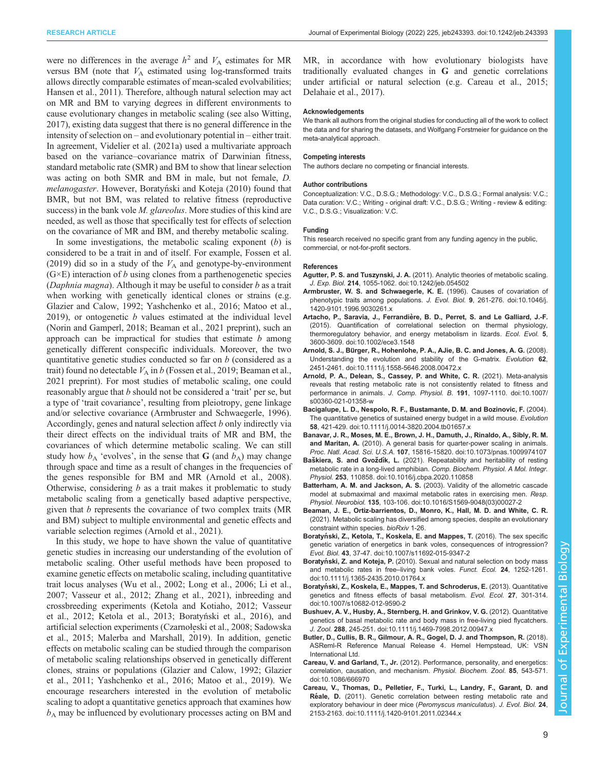were no differences in the average $h^2$ and $V_A$ estimates for MR versus BM (note that $V_A$ estimated using log-transformed traits allows directly comparable estimates of mean-scaled evolvabilities; Hansen et al., 2011). Therefore, although natural selection may act on MR and BM to varying degrees in different environments to cause evolutionary changes in metabolic scaling (see also Witting, 2017), existing data suggest that there is no general difference in the intensity of selection on – and evolutionary potential in – either trait. In agreement, Videlier et al. (2021a) used a multivariate approach based on the variance–covariance matrix of Darwinian fitness, standard metabolic rate (SMR) and BM to show that linear selection was acting on both SMR and BM in male, but not female, *D. melanogaster*. However, Boratyński and Koteja (2010) found that BMR, but not BM, was related to relative fitness (reproductive success) in the bank vole *M. glareolus*. More studies of this kind are needed, as well as those that specifically test for effects of selection on the covariance of MR and BM, and thereby metabolic scaling.

In some investigations, the metabolic scaling exponent ($b$) is considered to be a trait in and of itself. For example, Fossen et al. (2019) did so in a study of the $V_A$ and genotype-by-environment (G×E) interaction of $b$ using clones from a parthenogenetic species (*Daphnia magna*). Although it may be useful to consider $b$ as a trait when working with genetically identical clones or strains (e.g. Glazier and Calow, 1992; Yashchenko et al., 2016; Matoo et al., 2019), or ontogenetic $b$ values estimated at the individual level (Norin and Gamperl, 2018; Beaman et al., 2021 preprint), such an approach can be impractical for studies that estimate $b$ among genetically different conspecific individuals. Moreover, the two quantitative genetic studies conducted so far on $b$ (considered as a trait) found no detectable $V_A$ in $b$ (Fossen et al., 2019; Beaman et al., 2021 preprint). For most studies of metabolic scaling, one could reasonably argue that $b$ should not be considered a 'trait' per se, but a type of 'trait covariance', resulting from pleiotropy, gene linkage and/or selective covariance (Armbruster and Schwaegerle, 1996). Accordingly, genes and natural selection affect $b$ only indirectly via their direct effects on the individual traits of MR and BM, the covariances of which determine metabolic scaling. We can still study how $b_A$ 'evolves', in the sense that **G** (and $b_A$) may change through space and time as a result of changes in the frequencies of the genes responsible for BM and MR (Arnold et al., 2008). Otherwise, considering $b$ as a trait makes it problematic to study metabolic scaling from a genetically based adaptive perspective, given that $b$ represents the covariance of two complex traits (MR and BM) subject to multiple environmental and genetic effects and variable selection regimes (Arnold et al., 2021).

In this study, we hope to have shown the value of quantitative genetic studies in increasing our understanding of the evolution of metabolic scaling. Other useful methods have been proposed to examine genetic effects on metabolic scaling, including quantitative trait locus analyses (Wu et al., 2002; Long et al., 2006; Li et al., 2007; Vasseur et al., 2012; Zhang et al., 2021), inbreeding and crossbreeding experiments (Ketola and Kotiaho, 2012; Vasseur et al., 2012; Ketola et al., 2013; Boratyński et al., 2016), and artificial selection experiments (Czarnołęski et al., 2008; Sadowska et al., 2015; Malerba and Marshall, 2019). In addition, genetic effects on metabolic scaling can be studied through the comparison of metabolic scaling relationships observed in genetically different clones, strains or populations (Glazier and Calow, 1992; Glazier et al., 2011; Yashchenko et al., 2016; Matoo et al., 2019). We encourage researchers interested in the evolution of metabolic scaling to adopt a quantitative genetics approach that examines how $b_A$ may be influenced by evolutionary processes acting on BM and MR, in accordance with how evolutionary biologists have traditionally evaluated changes in **G** and genetic correlations under artificial or natural selection (e.g. Careau et al., 2015; Delahaie et al., 2017).

#### Acknowledgements

We thank all authors from the original studies for conducting all of the work to collect the data and for sharing the datasets, and Wolfgang Forstmeier for guidance on the meta-analytical approach.

#### Competing interests

The authors declare no competing or financial interests.

#### Author contributions

Conceptualization: V.C., D.S.G.; Methodology: V.C., D.S.G.; Formal analysis: V.C.; Data curation: V.C.; Writing - original draft: V.C., D.S.G.; Writing - review & editing: V.C., D.S.G.; Visualization: V.C.

#### Funding

This research received no specific grant from any funding agency in the public, commercial, or not-for-profit sectors.

#### References

**Agutter, P. S. and Tuszynski, J. A.** (2011). Analytic theories of metabolic scaling. *J. Exp. Biol.* **214**, 1055-1062. doi:10.1242/jeb.054502

**Armbruster, W. S. and Schwaegerle, K. E.** (1996). Causes of covariation of phenotypic traits among populations. *J. Evol. Biol.* **9**, 261-276. doi:10.1046/j.1420-9101.1996.9030261.x

**Artacho, P., Saravia, J., Ferrandière, B. D., Perret, S. and Le Galliard, J.-F.** (2015). Quantification of correlational selection on thermal physiology, thermoregulatory behavior, and energy metabolism in lizards. *Ecol. Evol.* **5**, 3600-3609. doi:10.1002/ece3.1548

**Arnold, S. J., Bürger, R., Hohenlohe, P. A., AJie, B. C. and Jones, A. G.** (2008). Understanding the evolution and stability of the G-matrix. *Evolution* **62**, 2451-2461. doi:10.1111/j.1558-5646.2008.00472.x

**Arnold, P. A., Delean, S., Cassey, P. and White, C. R.** (2021). Meta-analysis reveals that resting metabolic rate is not consistently related to fitness and performance in animals. *J. Comp. Physiol. B.* **191**, 1097-1110. doi:10.1007/s00360-021-01358-w

**Bacigalupe, L. D., Nespolo, R. F., Bustamante, D. M. and Bozinovic, F.** (2004). The quantitative genetics of sustained energy budget in a wild mouse. *Evolution* **58**, 421-429. doi:10.1111/j.0014-3820.2004.tb01657.x

**Banavar, J. R., Moses, M. E., Brown, J. H., Damuth, J., Rinaldo, A., Sibly, R. M. and Maritan, A.** (2010). A general basis for quarter-power scaling in animals. *Proc. Natl. Acad. Sci. U.S.A.* **107**, 15816-15820. doi:10.1073/pnas.1009974107

**Baškiera, S. and Gvoždík, L.** (2021). Repeatability and heritability of resting metabolic rate in a long-lived amphibian. *Comp. Biochem. Physiol. A Mol. Integr. Physiol.* **253**, 110858. doi:10.1016/j.cbpa.2020.110858

**Batterham, A. M. and Jackson, A. S.** (2003). Validity of the allometric cascade model at submaximal and maximal metabolic rates in exercising men. *Resp. Physiol. Neurobiol.* **135**, 103-106. doi:10.1016/S1569-9048(03)00027-2

**Beaman, J. E., Ortiz-barrientos, D., Monro, K., Hall, M. D. and White, C. R.** (2021). Metabolic scaling has diversified among species, despite an evolutionary constraint within species. *bioRxiv* 1-26.

**Boratyński, Z., Ketola, T., Koskela, E. and Mappes, T.** (2016). The sex specific genetic variation of energetics in bank voles, consequences of introgression? *Evol. Biol.* **43**, 37-47. doi:10.1007/s11692-015-9347-2

**Boratyński, Z. and Koteja, P.** (2010). Sexual and natural selection on body mass and metabolic rates in free–living bank voles. *Funct. Ecol.* **24**, 1252-1261. doi:10.1111/j.1365-2435.2010.01764.x

**Boratyński, Z., Koskela, E., Mappes, T. and Schroderus, E.** (2013). Quantitative genetics and fitness effects of basal metabolism. *Evol. Ecol.* **27**, 301-314. doi:10.1007/s10682-012-9590-2

**Bushuev, A. V., Husby, A., Sternberg, H. and Grinkov, V. G.** (2012). Quantitative genetics of basal metabolic rate and body mass in free-living pied flycatchers. *J. Zool.* **288**, 245-251. doi:10.1111/j.1469-7998.2012.00947.x

**Butler, D., Cullis, B. R., Gilmour, A. R., Gogel, D. J. and Thompson, R.** (2018). ASReml-R Reference Manual Release 4. Hemel Hempstead, UK: VSN International Ltd.

**Careau, V. and Garland, T., Jr.** (2012). Performance, personality, and energetics: correlation, causation, and mechanism. *Physiol. Biochem. Zool.* **85**, 543-571. doi:10.1086/666970

**Careau, V., Thomas, D., Pelletier, F., Turki, L., Landry, F., Garant, D. and Réale, D.** (2011). Genetic correlation between resting metabolic rate and exploratory behaviour in deer mice (*Peromyscus maniculatus*). *J. Evol. Biol.* **24**, 2153-2163. doi:10.1111/j.1420-9101.2011.02344.x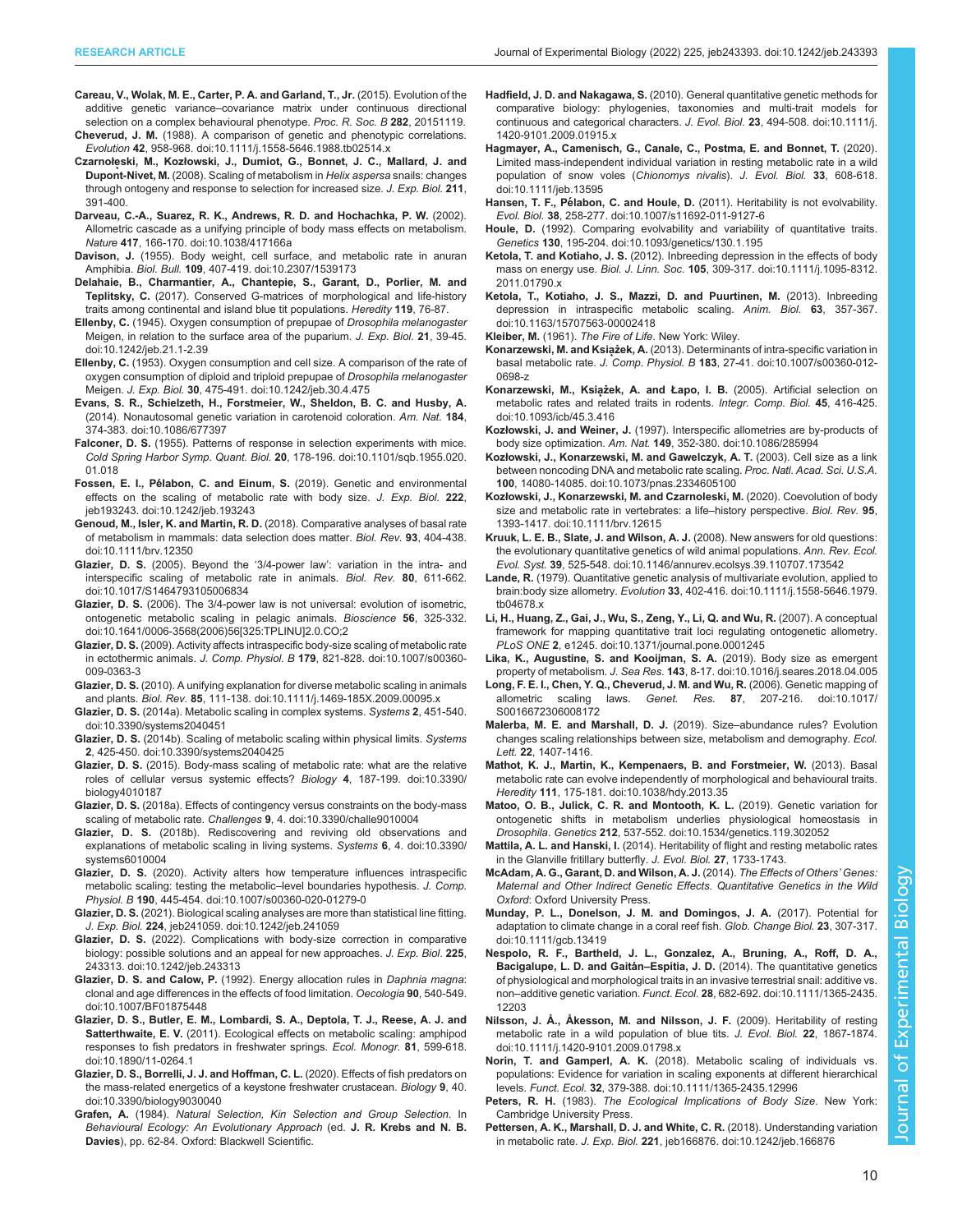**Careau, V., Wolak, M. E., Carter, P. A. and Garland, T., Jr.** (2015). Evolution of the additive genetic variance–covariance matrix under continuous directional selection on a complex behavioural phenotype. *Proc. R. Soc. B* **282**, 20151119.

**Cheverud, J. M.** (1988). A comparison of genetic and phenotypic correlations. *Evolution* **42**, 958-968. doi:10.1111/j.1558-5646.1988.tb02514.x

**Czarnołęski, M., Kozłowski, J., Dumiot, G., Bonnet, J. C., Mallard, J. and Dupont-Nivet, M.** (2008). Scaling of metabolism in *Helix aspersa* snails: changes through ontogeny and response to selection for increased size. *J. Exp. Biol.* **211**, 391-400.

**Darveau, C.-A., Suarez, R. K., Andrews, R. D. and Hochachka, P. W.** (2002). Allometric cascade as a unifying principle of body mass effects on metabolism. *Nature* **417**, 166-170. doi:10.1038/417166a

**Davison, J.** (1955). Body weight, cell surface, and metabolic rate in anuran Amphibia. *Biol. Bull.* **109**, 407-419. doi:10.2307/1539173

**Delahaie, B., Charmantier, A., Chantepie, S., Garant, D., Porlier, M. and Teplitsky, C.** (2017). Conserved G-matrices of morphological and life-history traits among continental and island blue tit populations. *Heredity* **119**, 76-87.

**Ellenby, C.** (1945). Oxygen consumption of prepupae of *Drosophila melanogaster* Meigen, in relation to the surface area of the puparium. *J. Exp. Biol.* **21**, 39-45. doi:10.1242/jeb.21.1-2.39

**Ellenby, C.** (1953). Oxygen consumption and cell size. A comparison of the rate of oxygen consumption of diploid and triploid prepupae of *Drosophila melanogaster* Meigen. *J. Exp. Biol.* **30**, 475-491. doi:10.1242/jeb.30.4.475

**Evans, S. R., Schielzeth, H., Forstmeier, W., Sheldon, B. C. and Husby, A.** (2014). Nonautosomal genetic variation in carotenoid coloration. *Am. Nat.* **184**, 374-383. doi:10.1086/677397

**Falconer, D. S.** (1955). Patterns of response in selection experiments with mice. *Cold Spring Harbor Symp. Quant. Biol.* **20**, 178-196. doi:10.1101/sqb.1955.020.01.018

**Fossen, E. I., Pélabon, C. and Einum, S.** (2019). Genetic and environmental effects on the scaling of metabolic rate with body size. *J. Exp. Biol.* **222**, jeb193243. doi:10.1242/jeb.193243

**Genoud, M., Isler, K. and Martin, R. D.** (2018). Comparative analyses of basal rate of metabolism in mammals: data selection does matter. *Biol. Rev.* **93**, 404-438. doi:10.1111/brv.12350

**Glazier, D. S.** (2005). Beyond the '3/4-power law': variation in the intra- and interspecific scaling of metabolic rate in animals. *Biol. Rev.* **80**, 611-662. doi:10.1017/S1464793105006834

**Glazier, D. S.** (2006). The 3/4-power law is not universal: evolution of isometric, ontogenetic metabolic scaling in pelagic animals. *Bioscience* **56**, 325-332. doi:10.1641/0006-3568(2006)56[325:TPLINU]2.0.CO;2

**Glazier, D. S.** (2009). Activity affects intraspecific body-size scaling of metabolic rate in ectothermic animals. *J. Comp. Physiol. B* **179**, 821-828. doi:10.1007/s00360-009-0363-3

**Glazier, D. S.** (2010). A unifying explanation for diverse metabolic scaling in animals and plants. *Biol. Rev.* **85**, 111-138. doi:10.1111/j.1469-185X.2009.00095.x

**Glazier, D. S.** (2014a). Metabolic scaling in complex systems. *Systems* **2**, 451-540. doi:10.3390/systems2040451

**Glazier, D. S.** (2014b). Scaling of metabolic scaling within physical limits. *Systems* **2**, 425-450. doi:10.3390/systems2040425

**Glazier, D. S.** (2015). Body-mass scaling of metabolic rate: what are the relative roles of cellular versus systemic effects? *Biology* **4**, 187-199. doi:10.3390/biology4010187

**Glazier, D. S.** (2018a). Effects of contingency versus constraints on the body-mass scaling of metabolic rate. *Challenges* **9**, 4. doi:10.3390/challe9010004

**Glazier, D. S.** (2018b). Rediscovering and reviving old observations and explanations of metabolic scaling in living systems. *Systems* **6**, 4. doi:10.3390/systems6010004

**Glazier, D. S.** (2020). Activity alters how temperature influences intraspecific metabolic scaling: testing the metabolic–level boundaries hypothesis. *J. Comp. Physiol. B* **190**, 445-454. doi:10.1007/s00360-020-01279-0

**Glazier, D. S.** (2021). Biological scaling analyses are more than statistical line fitting. *J. Exp. Biol.* **224**, jeb241059. doi:10.1242/jeb.241059

**Glazier, D. S.** (2022). Complications with body-size correction in comparative biology: possible solutions and an appeal for new approaches. *J. Exp. Biol.* **225**, 243313. doi:10.1242/jeb.243313

**Glazier, D. S. and Calow, P.** (1992). Energy allocation rules in *Daphnia magna*: clonal and age differences in the effects of food limitation. *Oecologia* **90**, 540-549. doi:10.1007/BF01875448

**Glazier, D. S., Butler, E. M., Lombardi, S. A., Deptola, T. J., Reese, A. J. and Satterthwaite, E. V.** (2011). Ecological effects on metabolic scaling: amphipod responses to fish predators in freshwater springs. *Ecol. Monogr.* **81**, 599-618. doi:10.1890/11-0264.1

**Glazier, D. S., Borrelli, J. J. and Hoffman, C. L.** (2020). Effects of fish predators on the mass-related energetics of a keystone freshwater crustacean. *Biology* **9**, 40. doi:10.3390/biology9030040

**Grafen, A.** (1984). *Natural Selection, Kin Selection and Group Selection.* In *Behavioural Ecology: An Evolutionary Approach* (ed. **J. R. Krebs and N. B. Davies**), pp. 62-84. Oxford: Blackwell Scientific.

**Hadfield, J. D. and Nakagawa, S.** (2010). General quantitative genetic methods for comparative biology: phylogenies, taxonomies and multi-trait models for continuous and categorical characters. *J. Evol. Biol.* **23**, 494-508. doi:10.1111/j.1420-9101.2009.01915.x

**Hagmayer, A., Camenisch, G., Canale, C., Postma, E. and Bonnet, T.** (2020). Limited mass-independent individual variation in resting metabolic rate in a wild population of snow voles (*Chionomys nivalis*). *J. Evol. Biol.* **33**, 608-618. doi:10.1111/jeb.13595

**Hansen, T. F., Pélabon, C. and Houle, D.** (2011). Heritability is not evolvability. *Evol. Biol.* **38**, 258-277. doi:10.1007/s11692-011-9127-6

**Houle, D.** (1992). Comparing evolvability and variability of quantitative traits. *Genetics* **130**, 195-204. doi:10.1093/genetics/130.1.195

**Ketola, T. and Kotiaho, J. S.** (2012). Inbreeding depression in the effects of body mass on energy use. *Biol. J. Linn. Soc.* **105**, 309-317. doi:10.1111/j.1095-8312.2011.01790.x

**Ketola, T., Kotiaho, J. S., Mazzi, D. and Puurtinen, M.** (2013). Inbreeding depression in intraspecific metabolic scaling. *Anim. Biol.* **63**, 357-367. doi:10.1163/15707563-00002418

**Kleiber, M.** (1961). *The Fire of Life*. New York: Wiley.

**Konarzewski, M. and Książek, A.** (2013). Determinants of intra-specific variation in basal metabolic rate. *J. Comp. Physiol. B* **183**, 27-41. doi:10.1007/s00360-012-0698-z

**Konarzewski, M., Książek, A. and Łapo, I. B.** (2005). Artificial selection on metabolic rates and related traits in rodents. *Integr. Comp. Biol.* **45**, 416-425. doi:10.1093/icb/45.3.416

**Kozłowski, J. and Weiner, J.** (1997). Interspecific allometries are by-products of body size optimization. *Am. Nat.* **149**, 352-380. doi:10.1086/285994

**Kozłowski, J., Konarzewski, M. and Gawelczyk, A. T.** (2003). Cell size as a link between noncoding DNA and metabolic rate scaling. *Proc. Natl. Acad. Sci. U.S.A.* **100**, 14080-14085. doi:10.1073/pnas.2334605100

**Kozłowski, J., Konarzewski, M. and Czarnoleski, M.** (2020). Coevolution of body size and metabolic rate in vertebrates: a life–history perspective. *Biol. Rev.* **95**, 1393-1417. doi:10.1111/brv.12615

**Kruuk, L. E. B., Slate, J. and Wilson, A. J.** (2008). New answers for old questions: the evolutionary quantitative genetics of wild animal populations. *Ann. Rev. Ecol. Evol. Syst.* **39**, 525-548. doi:10.1146/annurev.ecolsys.39.110707.173542

**Lande, R.** (1979). Quantitative genetic analysis of multivariate evolution, applied to brain:body size allometry. *Evolution* **33**, 402-416. doi:10.1111/j.1558-5646.1979.tb04678.x

**Li, H., Huang, Z., Gai, J., Wu, S., Zeng, Y., Li, Q. and Wu, R.** (2007). A conceptual framework for mapping quantitative trait loci regulating ontogenetic allometry. *PLoS ONE* **2**, e1245. doi:10.1371/journal.pone.0001245

**Lika, K., Augustine, S. and Kooijman, S. A.** (2019). Body size as emergent property of metabolism. *J. Sea Res.* **143**, 8-17. doi:10.1016/j.seares.2018.04.005

**Long, F. E. I., Chen, Y. Q., Cheverud, J. M. and Wu, R.** (2006). Genetic mapping of allometric scaling laws. *Genet. Res.* **87**, 207-216. doi:10.1017/S0016672306008172

**Malerba, M. E. and Marshall, D. J.** (2019). Size–abundance rules? Evolution changes scaling relationships between size, metabolism and demography. *Ecol. Lett.* **22**, 1407-1416.

**Mathot, K. J., Martin, K., Kempenaers, B. and Forstmeier, W.** (2013). Basal metabolic rate can evolve independently of morphological and behavioural traits. *Heredity* **111**, 175-181. doi:10.1038/hdy.2013.35

**Matoo, O. B., Julick, C. R. and Montooth, K. L.** (2019). Genetic variation for ontogenetic shifts in metabolism underlies physiological homeostasis in *Drosophila*. *Genetics* **212**, 537-552. doi:10.1534/genetics.119.302052

**Mattila, A. L. and Hanski, I.** (2014). Heritability of flight and resting metabolic rates in the Glanville fritillary butterfly. *J. Evol. Biol.* **27**, 1733-1743.

**McAdam, A. G., Garant, D. and Wilson, A. J.** (2014). *The Effects of Others' Genes: Maternal and Other Indirect Genetic Effects. Quantitative Genetics in the Wild Oxford*: Oxford University Press.

**Munday, P. L., Donelson, J. M. and Domingos, J. A.** (2017). Potential for adaptation to climate change in a coral reef fish. *Glob. Change Biol.* **23**, 307-317. doi:10.1111/gcb.13419

**Nespolo, R. F., Bartheld, J. L., Gonzalez, A., Bruning, A., Roff, D. A., Bacigalupe, L. D. and Gaitán–Espitia, J. D.** (2014). The quantitative genetics of physiological and morphological traits in an invasive terrestrial snail: additive vs. non–additive genetic variation. *Funct. Ecol.* **28**, 682-692. doi:10.1111/1365-2435.12203

**Nilsson, J. Å., Åkesson, M. and Nilsson, J. F.** (2009). Heritability of resting metabolic rate in a wild population of blue tits. *J. Evol. Biol.* **22**, 1867-1874. doi:10.1111/j.1420-9101.2009.01798.x

**Norin, T. and Gamperl, A. K.** (2018). Metabolic scaling of individuals vs. populations: Evidence for variation in scaling exponents at different hierarchical levels. *Funct. Ecol.* **32**, 379-388. doi:10.1111/1365-2435.12996

**Peters, R. H.** (1983). *The Ecological Implications of Body Size*. New York: Cambridge University Press.

**Pettersen, A. K., Marshall, D. J. and White, C. R.** (2018). Understanding variation in metabolic rate. *J. Exp. Biol.* **221**, jeb166876. doi:10.1242/jeb.166876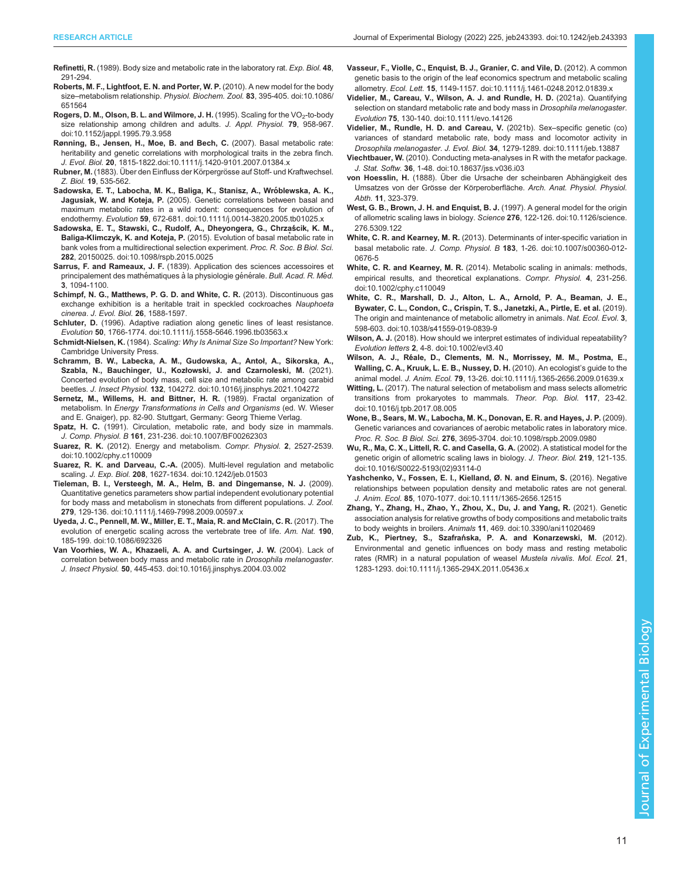**Refinetti, R.** (1989). Body size and metabolic rate in the laboratory rat. *Exp. Biol.* **48**, 291-294.

**Roberts, M. F., Lightfoot, E. N. and Porter, W. P.** (2010). A new model for the body size–metabolism relationship. *Physiol. Biochem. Zool.* **83**, 395-405. doi:10.1086/651564

**Rogers, D. M., Olson, B. L. and Wilmore, J. H.** (1995). Scaling for the $VO_2$-to-body size relationship among children and adults. *J. Appl. Physiol.* **79**, 958-967. doi:10.1152/jappl.1995.79.3.958

**Rønning, B., Jensen, H., Moe, B. and Bech, C.** (2007). Basal metabolic rate: heritability and genetic correlations with morphological traits in the zebra finch. *J. Evol. Biol.* **20**, 1815-1822.doi:10.1111/j.1420-9101.2007.01384.x

**Rubner, M.** (1883). Über den Einfluss der Körpergrösse auf Stoff- und Kraftwechsel. *Z. Biol.* **19**, 535-562.

**Sadowska, E. T., Labocha, M. K., Baliga, K., Stanisz, A., Wróblewska, A. K., Jagusiak, W. and Koteja, P.** (2005). Genetic correlations between basal and maximum metabolic rates in a wild rodent: consequences for evolution of endothermy. *Evolution* **59**, 672-681. doi:10.1111/j.0014-3820.2005.tb01025.x

**Sadowska, E. T., Stawski, C., Rudolf, A., Dheyongera, G., Chrząścik, K. M., Baliga-Klimczyk, K. and Koteja, P.** (2015). Evolution of basal metabolic rate in bank voles from a multidirectional selection experiment. *Proc. R. Soc. B Biol. Sci.* **282**, 20150025. doi:10.1098/rspb.2015.0025

**Sarrus, F. and Rameaux, J. F.** (1839). Application des sciences accessoires et principalement des mathématiques à la physiologie générale. *Bull. Acad. R. Méd.* **3**, 1094-1100.

**Schimpf, N. G., Matthews, P. G. D. and White, C. R.** (2013). Discontinuous gas exchange exhibition is a heritable trait in speckled cockroaches *Nauphoeta cinerea*. *J. Evol. Biol.* **26**, 1588-1597.

**Schluter, D.** (1996). Adaptive radiation along genetic lines of least resistance. *Evolution* **50**, 1766-1774. doi:10.1111/j.1558-5646.1996.tb03563.x

**Schmidt-Nielsen, K.** (1984). *Scaling: Why Is Animal Size So Important?* New York: Cambridge University Press.

**Schramm, B. W., Labecka, A. M., Gudowska, A., Antoł, A., Sikorska, A., Szabla, N., Bauchinger, U., Kozłowski, J. and Czarnoleski, M.** (2021). Concerted evolution of body mass, cell size and metabolic rate among carabid beetles. *J. Insect Physiol.* **132**, 104272. doi:10.1016/j.jinsphys.2021.104272

**Sernetz, M., Willems, H. and Bittner, H. R.** (1989). Fractal organization of metabolism. In *Energy Transformations in Cells and Organisms* (ed. W. Wieser and E. Gnaiger), pp. 82-90. Stuttgart, Germany: Georg Thieme Verlag.

**Spatz, H. C.** (1991). Circulation, metabolic rate, and body size in mammals. *J. Comp. Physiol. B* **161**, 231-236. doi:10.1007/BF00262303

**Suarez, R. K.** (2012). Energy and metabolism. *Compr. Physiol.* **2**, 2527-2539. doi:10.1002/cphy.c110009

**Suarez, R. K. and Darveau, C.-A.** (2005). Multi-level regulation and metabolic scaling. *J. Exp. Biol.* **208**, 1627-1634. doi:10.1242/jeb.01503

**Tieleman, B. I., Versteegh, M. A., Helm, B. and Dingemanse, N. J.** (2009). Quantitative genetics parameters show partial independent evolutionary potential for body mass and metabolism in stonechats from different populations. *J. Zool.* **279**, 129-136. doi:10.1111/j.1469-7998.2009.00597.x

**Uyeda, J. C., Pennell, M. W., Miller, E. T., Maia, R. and McClain, C. R.** (2017). The evolution of energetic scaling across the vertebrate tree of life. *Am. Nat.* **190**, 185-199. doi:10.1086/692326

**Van Voorhies, W. A., Khazaeli, A. A. and Curtsinger, J. W.** (2004). Lack of correlation between body mass and metabolic rate in *Drosophila melanogaster*. *J. Insect Physiol.* **50**, 445-453. doi:10.1016/j.jinsphys.2004.03.002

**Vasseur, F., Violle, C., Enquist, B. J., Granier, C. and Vile, D.** (2012). A common genetic basis to the origin of the leaf economics spectrum and metabolic scaling allometry. *Ecol. Lett.* **15**, 1149-1157. doi:10.1111/j.1461-0248.2012.01839.x

**Videlier, M., Careau, V., Wilson, A. J. and Rundle, H. D.** (2021a). Quantifying selection on standard metabolic rate and body mass in *Drosophila melanogaster*. *Evolution* **75**, 130-140. doi:10.1111/evo.14126

**Videlier, M., Rundle, H. D. and Careau, V.** (2021b). Sex–specific genetic (co) variances of standard metabolic rate, body mass and locomotor activity in *Drosophila melanogaster*. *J. Evol. Biol.* **34**, 1279-1289. doi:10.1111/jeb.13887

**Viechtbauer, W.** (2010). Conducting meta-analyses in R with the metafor package. *J. Stat. Softw.* **36**, 1-48. doi:10.18637/jss.v036.i03

**von Hoesslin, H.** (1888). Über die Ursache der scheinbaren Abhängigkeit des Umsatzes von der Grösse der Körperoberfläche. *Arch. Anat. Physiol. Physiol. Abth.* **11**, 323-379.

**West, G. B., Brown, J. H. and Enquist, B. J.** (1997). A general model for the origin of allometric scaling laws in biology. *Science* **276**, 122-126. doi:10.1126/science.276.5309.122

**White, C. R. and Kearney, M. R.** (2013). Determinants of inter-specific variation in basal metabolic rate. *J. Comp. Physiol. B* **183**, 1-26. doi:10.1007/s00360-012-0676-5

**White, C. R. and Kearney, M. R.** (2014). Metabolic scaling in animals: methods, empirical results, and theoretical explanations. *Compr. Physiol.* **4**, 231-256. doi:10.1002/cphy.c110049

**White, C. R., Marshall, D. J., Alton, L. A., Arnold, P. A., Beaman, J. E., Bywater, C. L., Condon, C., Crispin, T. S., Janetzki, A., Pirtle, E. et al.** (2019). The origin and maintenance of metabolic allometry in animals. *Nat. Ecol. Evol.* **3**, 598-603. doi:10.1038/s41559-019-0839-9

**Wilson, A. J.** (2018). How should we interpret estimates of individual repeatability? *Evolution letters* **2**, 4-8. doi:10.1002/evl3.40

**Wilson, A. J., Réale, D., Clements, M. N., Morrissey, M. M., Postma, E., Walling, C. A., Kruuk, L. E. B., Nussey, D. H.** (2010). An ecologist's guide to the animal model. *J. Anim. Ecol.* **79**, 13-26. doi:10.1111/j.1365-2656.2009.01639.x

**Witting, L.** (2017). The natural selection of metabolism and mass selects allometric transitions from prokaryotes to mammals. *Theor. Pop. Biol.* **117**, 23-42. doi:10.1016/j.tpb.2017.08.005

**Wone, B., Sears, M. W., Labocha, M. K., Donovan, E. R. and Hayes, J. P.** (2009). Genetic variances and covariances of aerobic metabolic rates in laboratory mice. *Proc. R. Soc. B Biol. Sci.* **276**, 3695-3704. doi:10.1098/rspb.2009.0980

**Wu, R., Ma, C. X., Littell, R. C. and Casella, G. A.** (2002). A statistical model for the genetic origin of allometric scaling laws in biology. *J. Theor. Biol.* **219**, 121-135. doi:10.1016/S0022-5193(02)93114-0

**Yashchenko, V., Fossen, E. I., Kielland, Ø. N. and Einum, S.** (2016). Negative relationships between population density and metabolic rates are not general. *J. Anim. Ecol.* **85**, 1070-1077. doi:10.1111/1365-2656.12515

**Zhang, Y., Zhang, H., Zhao, Y., Zhou, X., Du, J. and Yang, R.** (2021). Genetic association analysis for relative growths of body compositions and metabolic traits to body weights in broilers. *Animals* **11**, 469. doi:10.3390/ani11020469

**Zub, K., Piertney, S., Szafrańska, P. A. and Konarzewski, M.** (2012). Environmental and genetic influences on body mass and resting metabolic rates (RMR) in a natural population of weasel *Mustela nivalis*. *Mol. Ecol.* **21**, 1283-1293. doi:10.1111/j.1365-294X.2011.05436.x